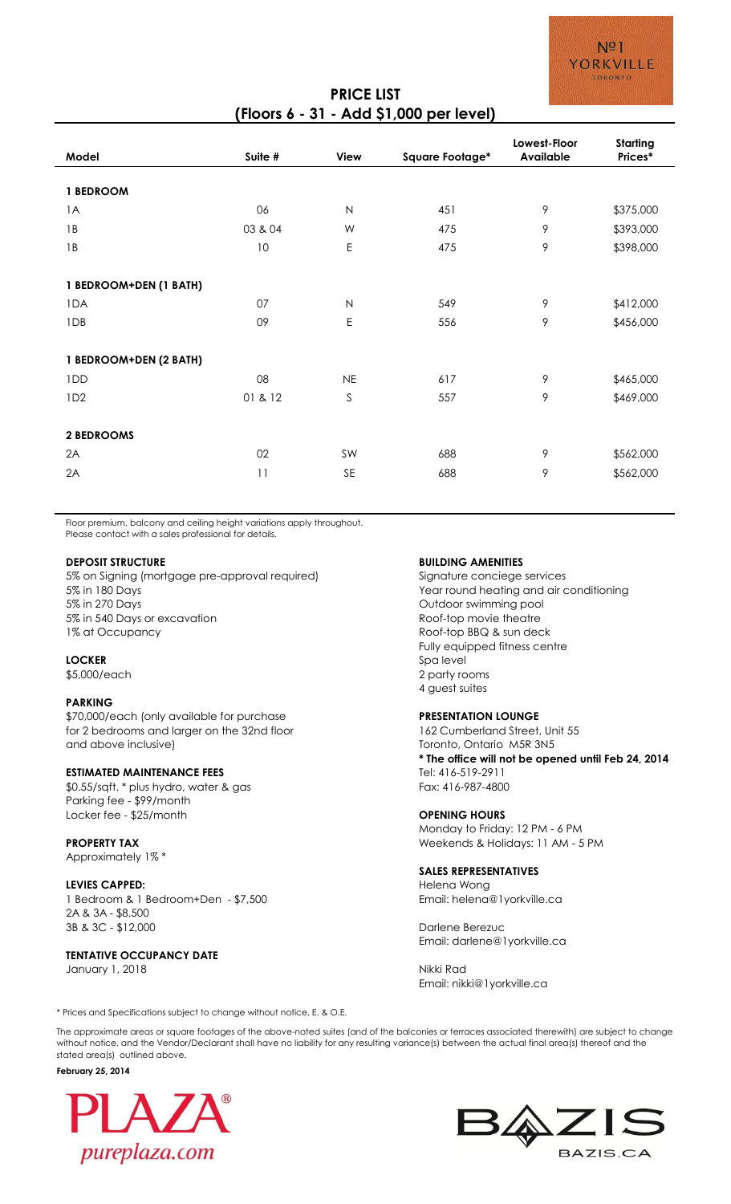Nº1 YORKVILLE TORONTO

# PRICE LIST
## (Floors 6 - 31 - Add $1,000 per level)

| Model | Suite # | View | Square Footage* | Lowest-Floor Available | Starting Prices* |
|---|---|---|---|---|---|
| **1 BEDROOM** | | | | | |
| 1A | 06 | N | 451 | 9 | $375,000 |
| 1B | 03 & 04 | W | 475 | 9 | $393,000 |
| 1B | 10 | E | 475 | 9 | $398,000 |
| **1 BEDROOM+DEN (1 BATH)** | | | | | |
| 1DA | 07 | N | 549 | 9 | $412,000 |
| 1DB | 09 | E | 556 | 9 | $456,000 |
| **1 BEDROOM+DEN (2 BATH)** | | | | | |
| 1DD | 08 | NE | 617 | 9 | $465,000 |
| 1D2 | 01 & 12 | S | 557 | 9 | $469,000 |
| **2 BEDROOMS** | | | | | |
| 2A | 02 | SW | 688 | 9 | $562,000 |
| 2A | 11 | SE | 688 | 9 | $562,000 |

Floor premium, balcony and ceiling height variations apply throughout.
Please contact with a sales professional for details.

**DEPOSIT STRUCTURE**
5% on Signing (mortgage pre-approval required)
5% in 180 Days
5% in 270 Days
5% in 540 Days or excavation
1% at Occupancy

**LOCKER**
$5,000/each

**PARKING**
$70,000/each (only available for purchase for 2 bedrooms and larger on the 32nd floor and above inclusive)

**ESTIMATED MAINTENANCE FEES**
$0.55/sqft. * plus hydro, water & gas
Parking fee - $99/month
Locker fee - $25/month

**PROPERTY TAX**
Approximately 1% *

**LEVIES CAPPED:**
1 Bedroom & 1 Bedroom+Den - $7,500
2A & 3A - $8,500
3B & 3C - $12,000

**TENTATIVE OCCUPANCY DATE**
January 1, 2018

**BUILDING AMENITIES**
Signature conciege services
Year round heating and air conditioning
Outdoor swimming pool
Roof-top movie theatre
Roof-top BBQ & sun deck
Fully equipped fitness centre
Spa level
2 party rooms
4 guest suites

**PRESENTATION LOUNGE**
162 Cumberland Street, Unit 55
Toronto, Ontario M5R 3N5
**\* The office will not be opened until Feb 24, 2014**
Tel: 416-519-2911
Fax: 416-987-4800

**OPENING HOURS**
Monday to Friday: 12 PM - 6 PM
Weekends & Holidays: 11 AM - 5 PM

**SALES REPRESENTATIVES**
Helena Wong
Email: helena@1yorkville.ca

Darlene Berezuc
Email: darlene@1yorkville.ca

Nikki Rad
Email: nikki@1yorkville.ca

\* Prices and Specifications subject to change without notice, E. & O.E.

The approximate areas or square footages of the above-noted suites (and of the balconies or terraces associated therewith) are subject to change without notice, and the Vendor/Declarant shall have no liability for any resulting variance(s) between the actual final area(s) thereof and the stated area(s) outlined above.

**February 25, 2014**

PLAZA® pureplaza.com

BAZIS BAZIS.CA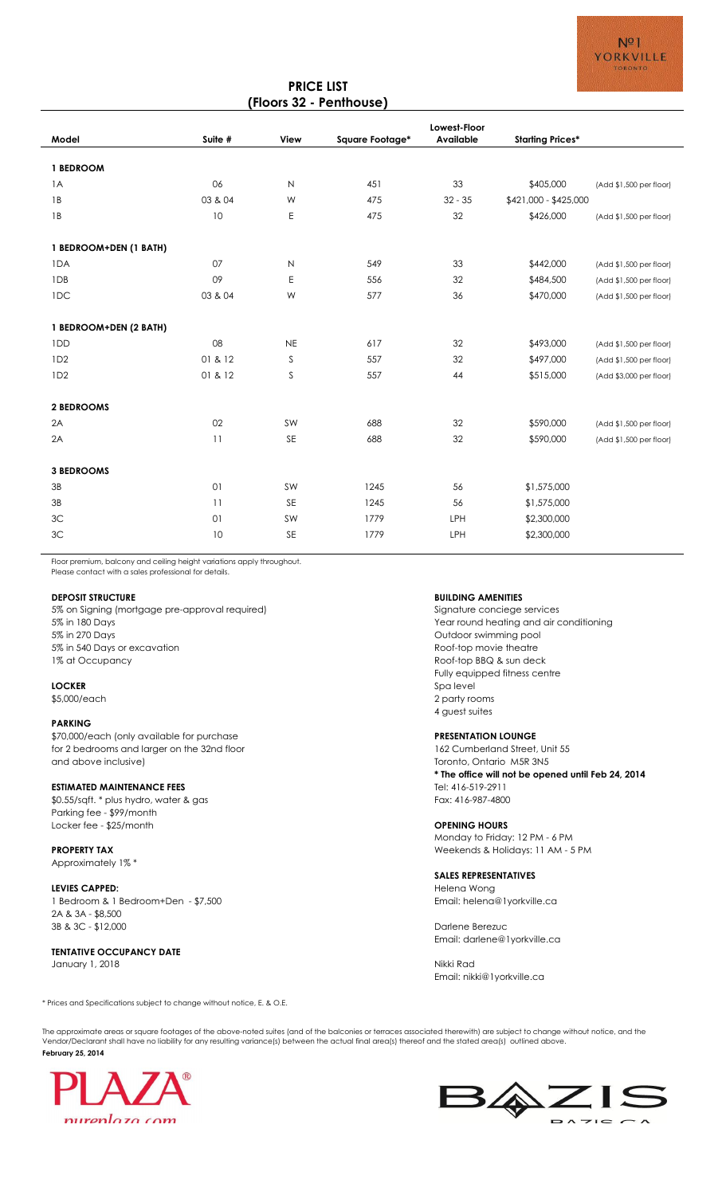Nº1 YORKVILLE TORONTO

# PRICE LIST
## (Floors 32 - Penthouse)

| Model | Suite # | View | Square Footage* | Lowest-Floor Available | Starting Prices* | |
|---|---|---|---|---|---|---|
| **1 BEDROOM** | | | | | | |
| 1A | 06 | N | 451 | 33 | $405,000 | (Add $1,500 per floor) |
| 1B | 03 & 04 | W | 475 | 32 - 35 | $421,000 - $425,000 | |
| 1B | 10 | E | 475 | 32 | $426,000 | (Add $1,500 per floor) |
| **1 BEDROOM+DEN (1 BATH)** | | | | | | |
| 1DA | 07 | N | 549 | 33 | $442,000 | (Add $1,500 per floor) |
| 1DB | 09 | E | 556 | 32 | $484,500 | (Add $1,500 per floor) |
| 1DC | 03 & 04 | W | 577 | 36 | $470,000 | (Add $1,500 per floor) |
| **1 BEDROOM+DEN (2 BATH)** | | | | | | |
| 1DD | 08 | NE | 617 | 32 | $493,000 | (Add $1,500 per floor) |
| 1D2 | 01 & 12 | S | 557 | 32 | $497,000 | (Add $1,500 per floor) |
| 1D2 | 01 & 12 | S | 557 | 44 | $515,000 | (Add $3,000 per floor) |
| **2 BEDROOMS** | | | | | | |
| 2A | 02 | SW | 688 | 32 | $590,000 | (Add $1,500 per floor) |
| 2A | 11 | SE | 688 | 32 | $590,000 | (Add $1,500 per floor) |
| **3 BEDROOMS** | | | | | | |
| 3B | 01 | SW | 1245 | 56 | $1,575,000 | |
| 3B | 11 | SE | 1245 | 56 | $1,575,000 | |
| 3C | 01 | SW | 1779 | LPH | $2,300,000 | |
| 3C | 10 | SE | 1779 | LPH | $2,300,000 | |

Floor premium, balcony and ceiling height variations apply throughout.
Please contact with a sales professional for details.

**DEPOSIT STRUCTURE**
5% on Signing (mortgage pre-approval required)
5% in 180 Days
5% in 270 Days
5% in 540 Days or excavation
1% at Occupancy

**LOCKER**
$5,000/each

**PARKING**
$70,000/each (only available for purchase for 2 bedrooms and larger on the 32nd floor and above inclusive)

**ESTIMATED MAINTENANCE FEES**
$0.55/sqft. * plus hydro, water & gas
Parking fee - $99/month
Locker fee - $25/month

**PROPERTY TAX**
Approximately 1% *

**LEVIES CAPPED:**
1 Bedroom & 1 Bedroom+Den - $7,500
2A & 3A - $8,500
3B & 3C - $12,000

**TENTATIVE OCCUPANCY DATE**
January 1, 2018

**BUILDING AMENITIES**
Signature conciege services
Year round heating and air conditioning
Outdoor swimming pool
Roof-top movie theatre
Roof-top BBQ & sun deck
Fully equipped fitness centre
Spa level
2 party rooms
4 guest suites

**PRESENTATION LOUNGE**
162 Cumberland Street, Unit 55
Toronto, Ontario M5R 3N5
**\* The office will not be opened until Feb 24, 2014**
Tel: 416-519-2911
Fax: 416-987-4800

**OPENING HOURS**
Monday to Friday: 12 PM - 6 PM
Weekends & Holidays: 11 AM - 5 PM

**SALES REPRESENTATIVES**
Helena Wong
Email: helena@1yorkville.ca

Darlene Berezuc
Email: darlene@1yorkville.ca

Nikki Rad
Email: nikki@1yorkville.ca

\* Prices and Specifications subject to change without notice, E. & O.E.

The approximate areas or square footages of the above-noted suites (and of the balconies or terraces associated therewith) are subject to change without notice, and the Vendor/Declarant shall have no liability for any resulting variance(s) between the actual final area(s) thereof and the stated area(s) outlined above.

**February 25, 2014**

PLAZA® pureplaza.com

BAZIS bazis.ca